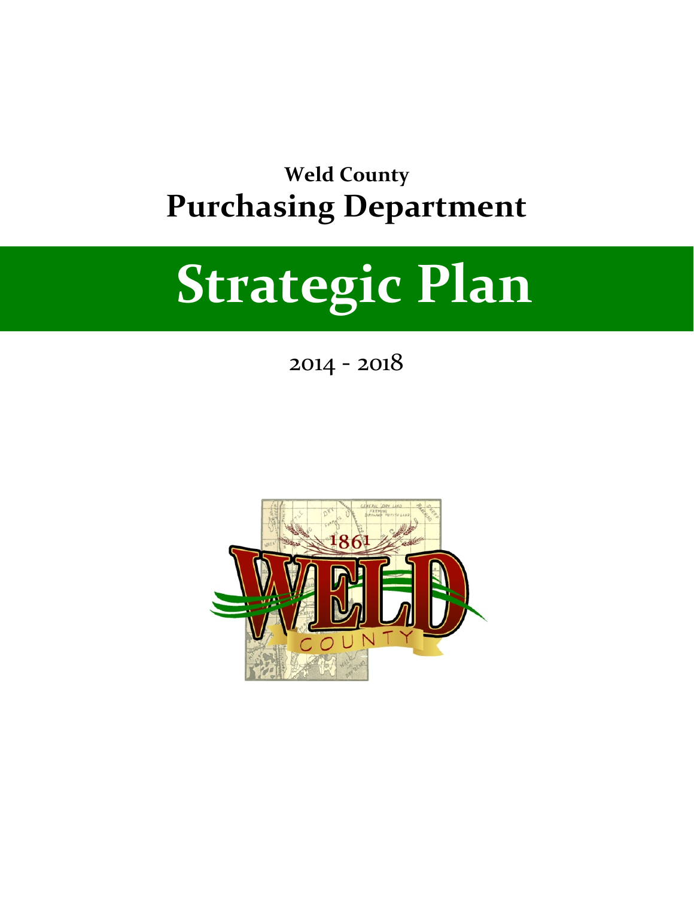**Weld County**

# Purchasing Department

# Strategic Plan

2014 - 2018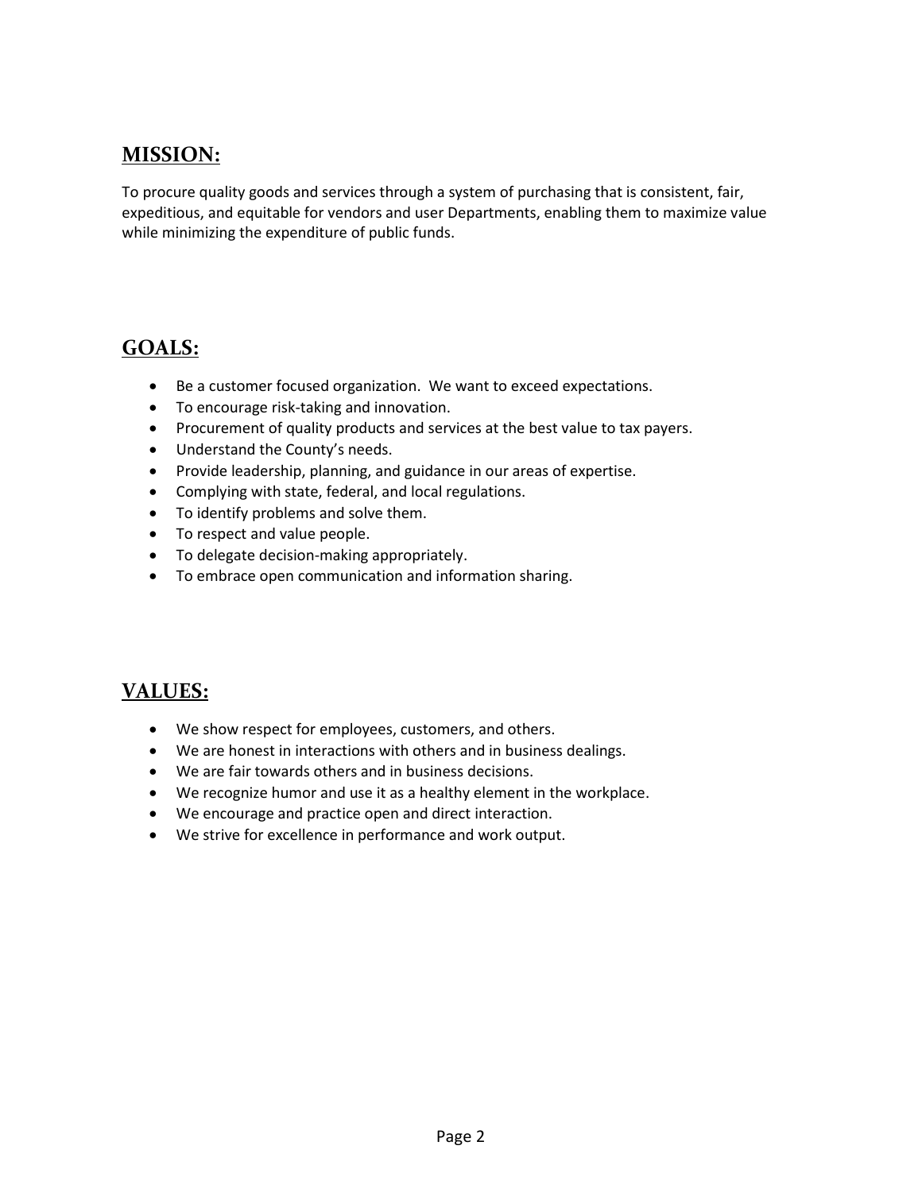## MISSION:

To procure quality goods and services through a system of purchasing that is consistent, fair, expeditious, and equitable for vendors and user Departments, enabling them to maximize value while minimizing the expenditure of public funds.

## GOALS:

- Be a customer focused organization. We want to exceed expectations.
- To encourage risk-taking and innovation.
- Procurement of quality products and services at the best value to tax payers.
- Understand the County's needs.
- Provide leadership, planning, and guidance in our areas of expertise.
- Complying with state, federal, and local regulations.
- To identify problems and solve them.
- To respect and value people.
- To delegate decision-making appropriately.
- To embrace open communication and information sharing.

## VALUES:

- We show respect for employees, customers, and others.
- We are honest in interactions with others and in business dealings.
- We are fair towards others and in business decisions.
- We recognize humor and use it as a healthy element in the workplace.
- We encourage and practice open and direct interaction.
- We strive for excellence in performance and work output.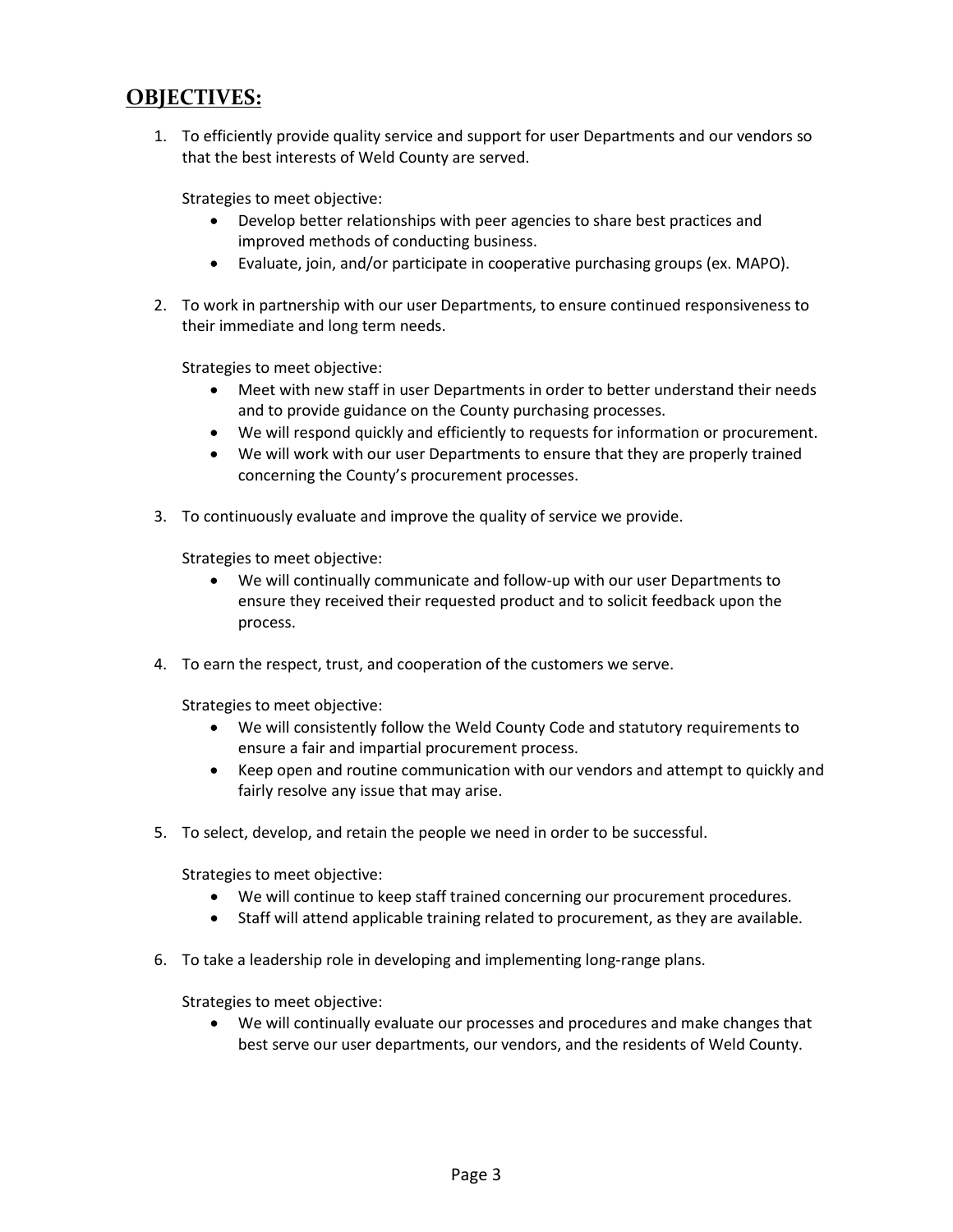## OBJECTIVES:

1. To efficiently provide quality service and support for user Departments and our vendors so that the best interests of Weld County are served.

   Strategies to meet objective:
   - Develop better relationships with peer agencies to share best practices and improved methods of conducting business.
   - Evaluate, join, and/or participate in cooperative purchasing groups (ex. MAPO).

2. To work in partnership with our user Departments, to ensure continued responsiveness to their immediate and long term needs.

   Strategies to meet objective:
   - Meet with new staff in user Departments in order to better understand their needs and to provide guidance on the County purchasing processes.
   - We will respond quickly and efficiently to requests for information or procurement.
   - We will work with our user Departments to ensure that they are properly trained concerning the County's procurement processes.

3. To continuously evaluate and improve the quality of service we provide.

   Strategies to meet objective:
   - We will continually communicate and follow-up with our user Departments to ensure they received their requested product and to solicit feedback upon the process.

4. To earn the respect, trust, and cooperation of the customers we serve.

   Strategies to meet objective:
   - We will consistently follow the Weld County Code and statutory requirements to ensure a fair and impartial procurement process.
   - Keep open and routine communication with our vendors and attempt to quickly and fairly resolve any issue that may arise.

5. To select, develop, and retain the people we need in order to be successful.

   Strategies to meet objective:
   - We will continue to keep staff trained concerning our procurement procedures.
   - Staff will attend applicable training related to procurement, as they are available.

6. To take a leadership role in developing and implementing long-range plans.

   Strategies to meet objective:
   - We will continually evaluate our processes and procedures and make changes that best serve our user departments, our vendors, and the residents of Weld County.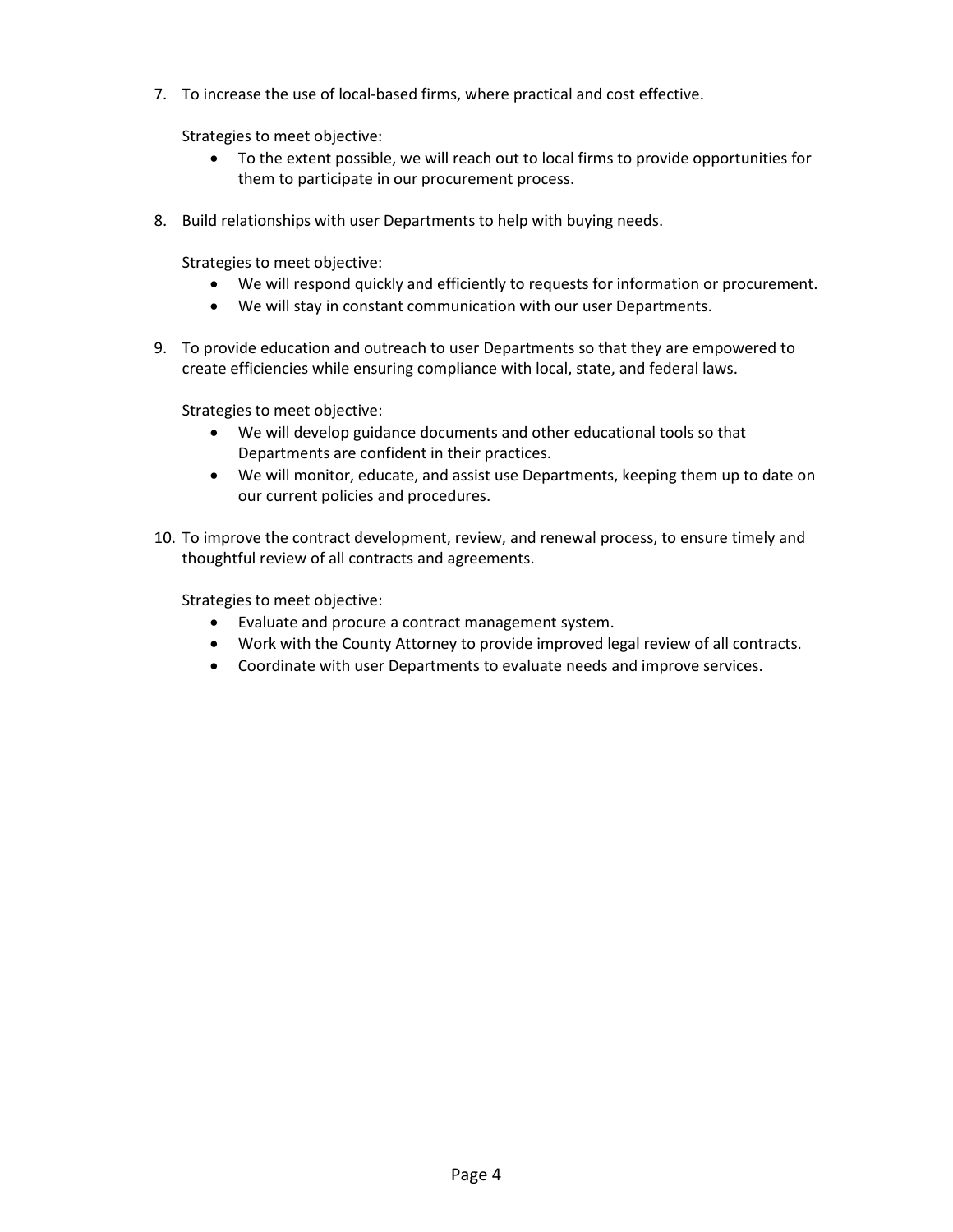7. To increase the use of local-based firms, where practical and cost effective.

   Strategies to meet objective:
   - To the extent possible, we will reach out to local firms to provide opportunities for them to participate in our procurement process.

8. Build relationships with user Departments to help with buying needs.

   Strategies to meet objective:
   - We will respond quickly and efficiently to requests for information or procurement.
   - We will stay in constant communication with our user Departments.

9. To provide education and outreach to user Departments so that they are empowered to create efficiencies while ensuring compliance with local, state, and federal laws.

   Strategies to meet objective:
   - We will develop guidance documents and other educational tools so that Departments are confident in their practices.
   - We will monitor, educate, and assist use Departments, keeping them up to date on our current policies and procedures.

10. To improve the contract development, review, and renewal process, to ensure timely and thoughtful review of all contracts and agreements.

    Strategies to meet objective:
    - Evaluate and procure a contract management system.
    - Work with the County Attorney to provide improved legal review of all contracts.
    - Coordinate with user Departments to evaluate needs and improve services.